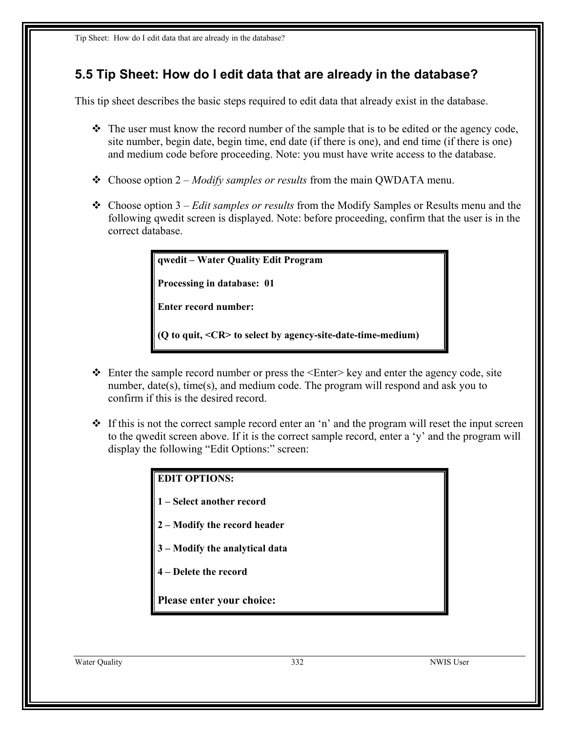## 5.5 Tip Sheet: How do I edit data that are already in the database?

This tip sheet describes the basic steps required to edit data that already exist in the database.

- The user must know the record number of the sample that is to be edited or the agency code, site number, begin date, begin time, end date (if there is one), and end time (if there is one) and medium code before proceeding. Note: you must have write access to the database.

- Choose option 2 – *Modify samples or results* from the main QWDATA menu.

- Choose option 3 – *Edit samples or results* from the Modify Samples or Results menu and the following qwedit screen is displayed. Note: before proceeding, confirm that the user is in the correct database.

```
qwedit – Water Quality Edit Program

Processing in database:  01

Enter record number:

(Q to quit, <CR> to select by agency-site-date-time-medium)
```

- Enter the sample record number or press the <Enter> key and enter the agency code, site number, date(s), time(s), and medium code. The program will respond and ask you to confirm if this is the desired record.

- If this is not the correct sample record enter an 'n' and the program will reset the input screen to the qwedit screen above. If it is the correct sample record, enter a 'y' and the program will display the following "Edit Options:" screen:

```
EDIT OPTIONS:

1 – Select another record

2 – Modify the record header

3 – Modify the analytical data

4 – Delete the record

Please enter your choice:
```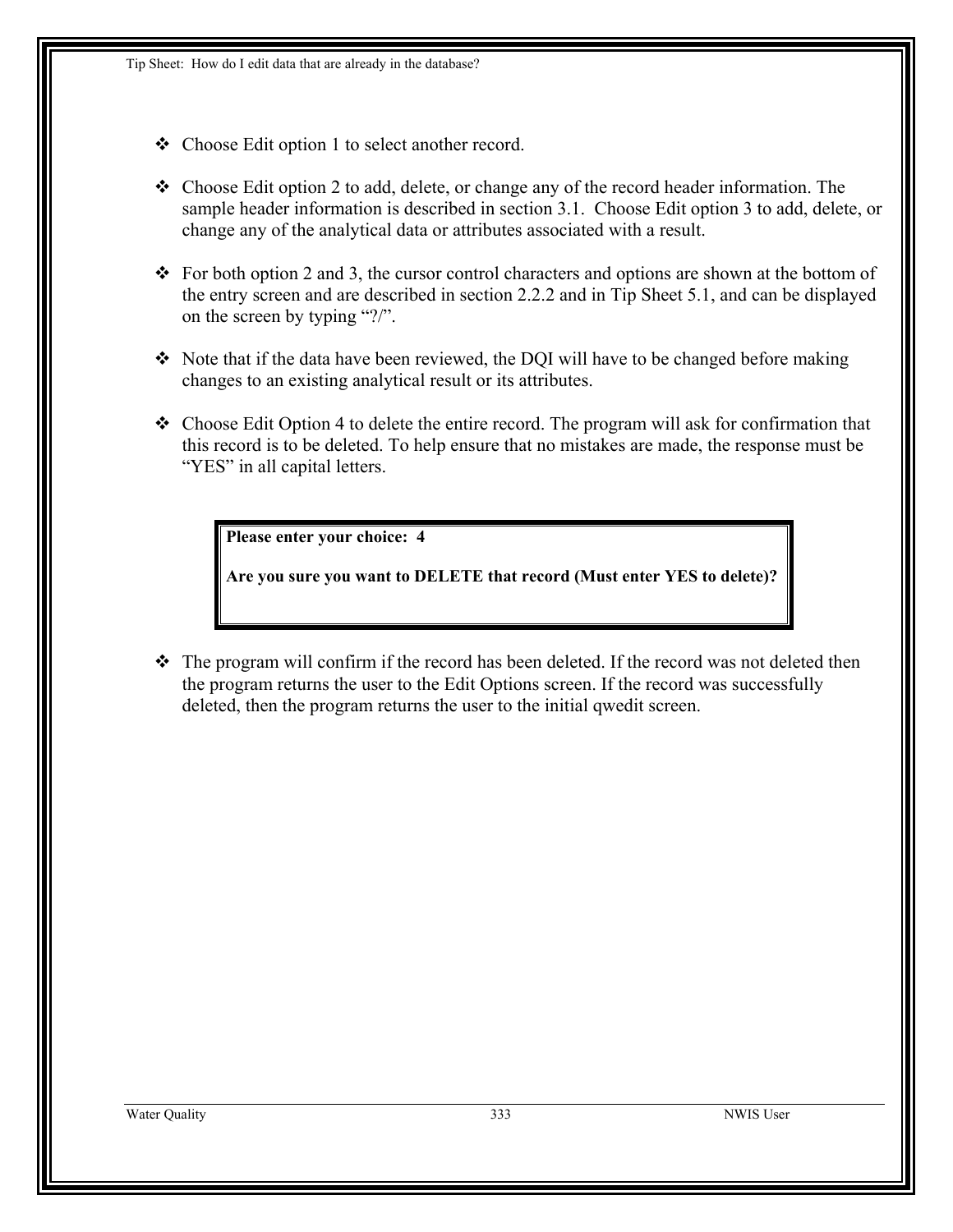- Choose Edit option 1 to select another record.

- Choose Edit option 2 to add, delete, or change any of the record header information. The sample header information is described in section 3.1. Choose Edit option 3 to add, delete, or change any of the analytical data or attributes associated with a result.

- For both option 2 and 3, the cursor control characters and options are shown at the bottom of the entry screen and are described in section 2.2.2 and in Tip Sheet 5.1, and can be displayed on the screen by typing "?/".

- Note that if the data have been reviewed, the DQI will have to be changed before making changes to an existing analytical result or its attributes.

- Choose Edit Option 4 to delete the entire record. The program will ask for confirmation that this record is to be deleted. To help ensure that no mistakes are made, the response must be "YES" in all capital letters.

```
Please enter your choice:  4

Are you sure you want to DELETE that record (Must enter YES to delete)?
```

- The program will confirm if the record has been deleted. If the record was not deleted then the program returns the user to the Edit Options screen. If the record was successfully deleted, then the program returns the user to the initial qwedit screen.